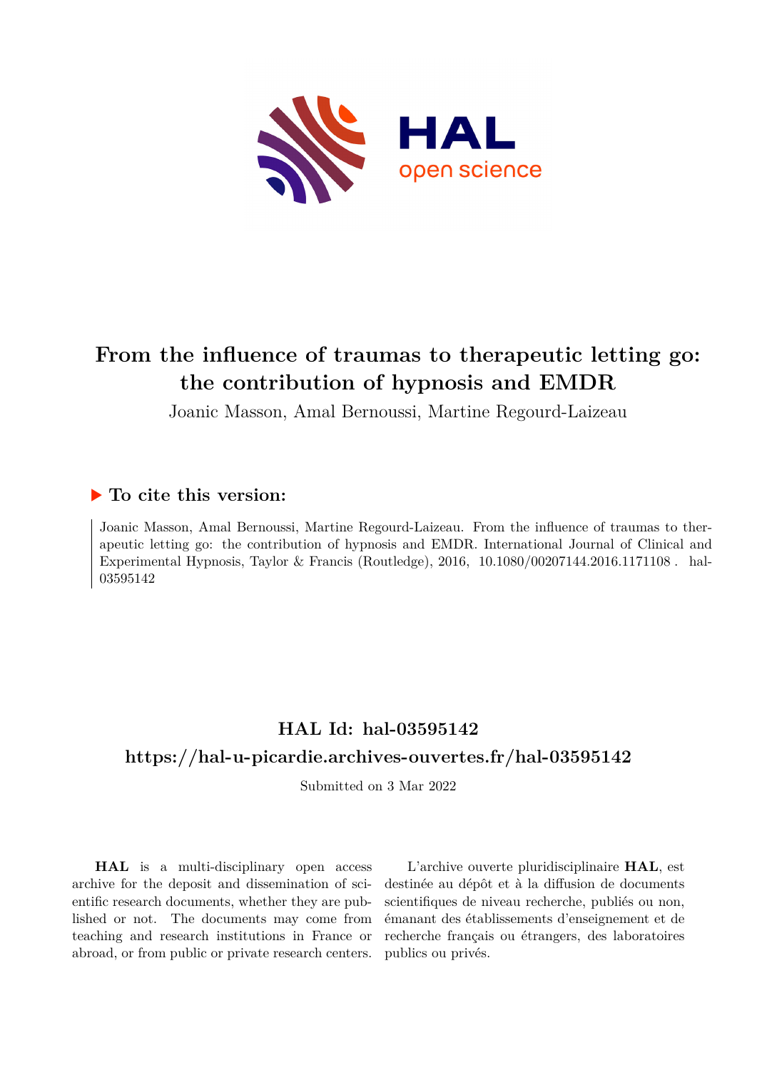# From the influence of traumas to therapeutic letting go: the contribution of hypnosis and EMDR

Joanic Masson, Amal Bernoussi, Martine Regourd-Laizeau

## ▶ To cite this version:

Joanic Masson, Amal Bernoussi, Martine Regourd-Laizeau. From the influence of traumas to therapeutic letting go: the contribution of hypnosis and EMDR. International Journal of Clinical and Experimental Hypnosis, Taylor & Francis (Routledge), 2016, 10.1080/00207144.2016.1171108 . hal-03595142

## HAL Id: hal-03595142

## https://hal-u-picardie.archives-ouvertes.fr/hal-03595142

Submitted on 3 Mar 2022

**HAL** is a multi-disciplinary open access archive for the deposit and dissemination of scientific research documents, whether they are published or not. The documents may come from teaching and research institutions in France or abroad, or from public or private research centers.

L'archive ouverte pluridisciplinaire **HAL**, est destinée au dépôt et à la diffusion de documents scientifiques de niveau recherche, publiés ou non, émanant des établissements d'enseignement et de recherche français ou étrangers, des laboratoires publics ou privés.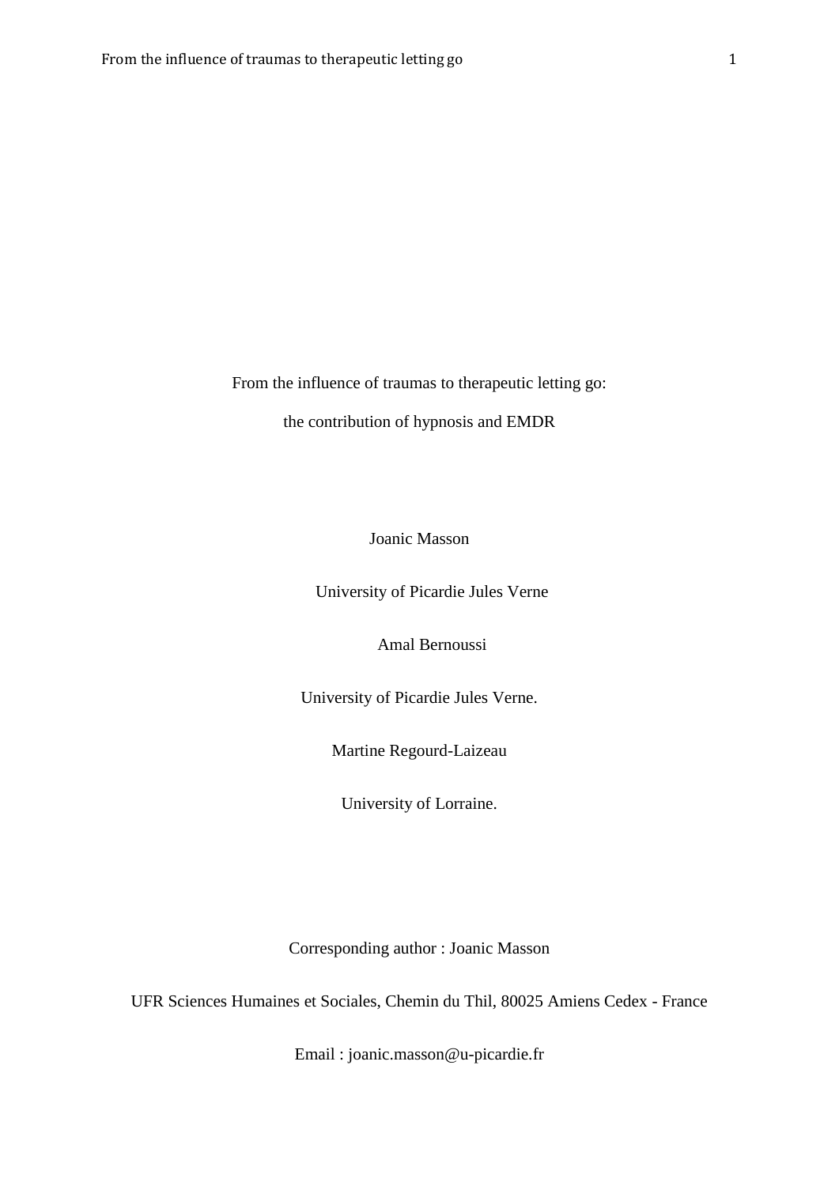# From the influence of traumas to therapeutic letting go:

# the contribution of hypnosis and EMDR

Joanic Masson

University of Picardie Jules Verne

Amal Bernoussi

University of Picardie Jules Verne.

Martine Regourd-Laizeau

University of Lorraine.

Corresponding author : Joanic Masson

UFR Sciences Humaines et Sociales, Chemin du Thil, 80025 Amiens Cedex - France

Email : joanic.masson@u-picardie.fr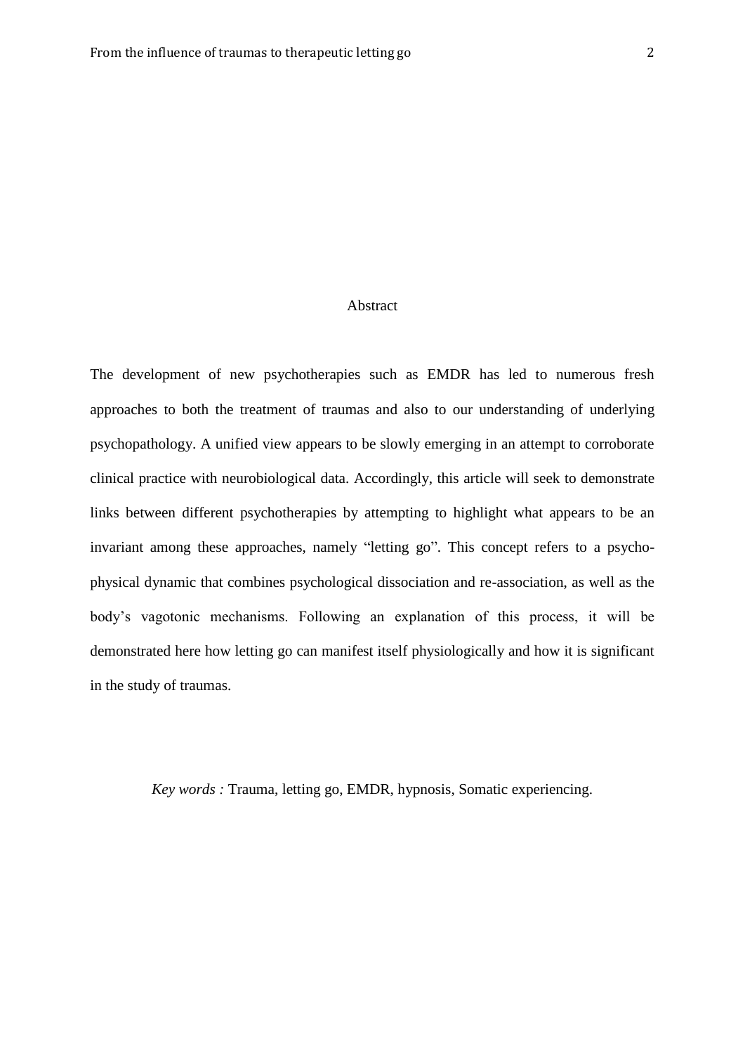## Abstract

The development of new psychotherapies such as EMDR has led to numerous fresh approaches to both the treatment of traumas and also to our understanding of underlying psychopathology. A unified view appears to be slowly emerging in an attempt to corroborate clinical practice with neurobiological data. Accordingly, this article will seek to demonstrate links between different psychotherapies by attempting to highlight what appears to be an invariant among these approaches, namely "letting go". This concept refers to a psycho-physical dynamic that combines psychological dissociation and re-association, as well as the body's vagotonic mechanisms. Following an explanation of this process, it will be demonstrated here how letting go can manifest itself physiologically and how it is significant in the study of traumas.

*Key words :* Trauma, letting go, EMDR, hypnosis, Somatic experiencing.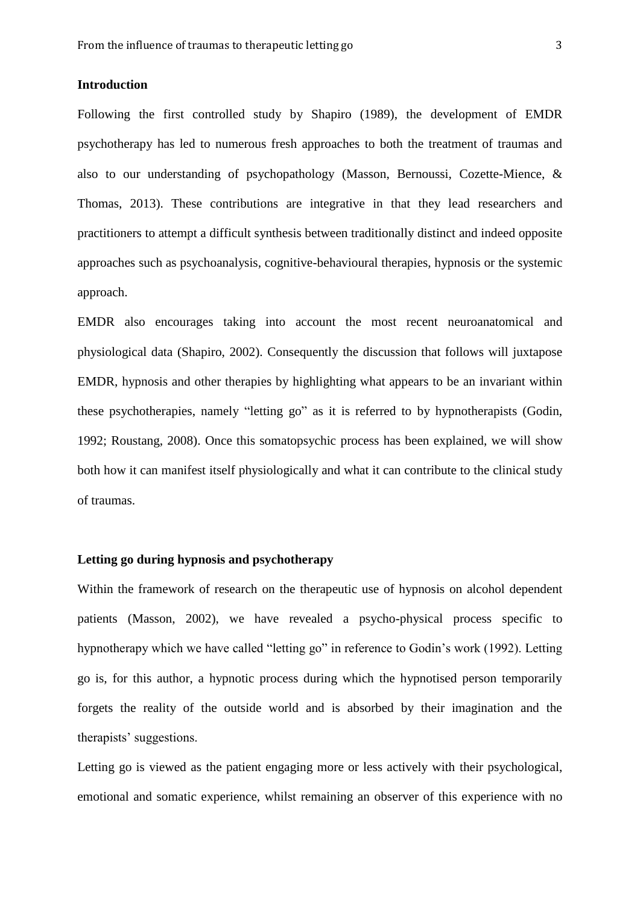## Introduction

Following the first controlled study by Shapiro (1989), the development of EMDR psychotherapy has led to numerous fresh approaches to both the treatment of traumas and also to our understanding of psychopathology (Masson, Bernoussi, Cozette-Mience, & Thomas, 2013). These contributions are integrative in that they lead researchers and practitioners to attempt a difficult synthesis between traditionally distinct and indeed opposite approaches such as psychoanalysis, cognitive-behavioural therapies, hypnosis or the systemic approach.

EMDR also encourages taking into account the most recent neuroanatomical and physiological data (Shapiro, 2002). Consequently the discussion that follows will juxtapose EMDR, hypnosis and other therapies by highlighting what appears to be an invariant within these psychotherapies, namely "letting go" as it is referred to by hypnotherapists (Godin, 1992; Roustang, 2008). Once this somatopsychic process has been explained, we will show both how it can manifest itself physiologically and what it can contribute to the clinical study of traumas.

## Letting go during hypnosis and psychotherapy

Within the framework of research on the therapeutic use of hypnosis on alcohol dependent patients (Masson, 2002), we have revealed a psycho-physical process specific to hypnotherapy which we have called "letting go" in reference to Godin's work (1992). Letting go is, for this author, a hypnotic process during which the hypnotised person temporarily forgets the reality of the outside world and is absorbed by their imagination and the therapists' suggestions.

Letting go is viewed as the patient engaging more or less actively with their psychological, emotional and somatic experience, whilst remaining an observer of this experience with no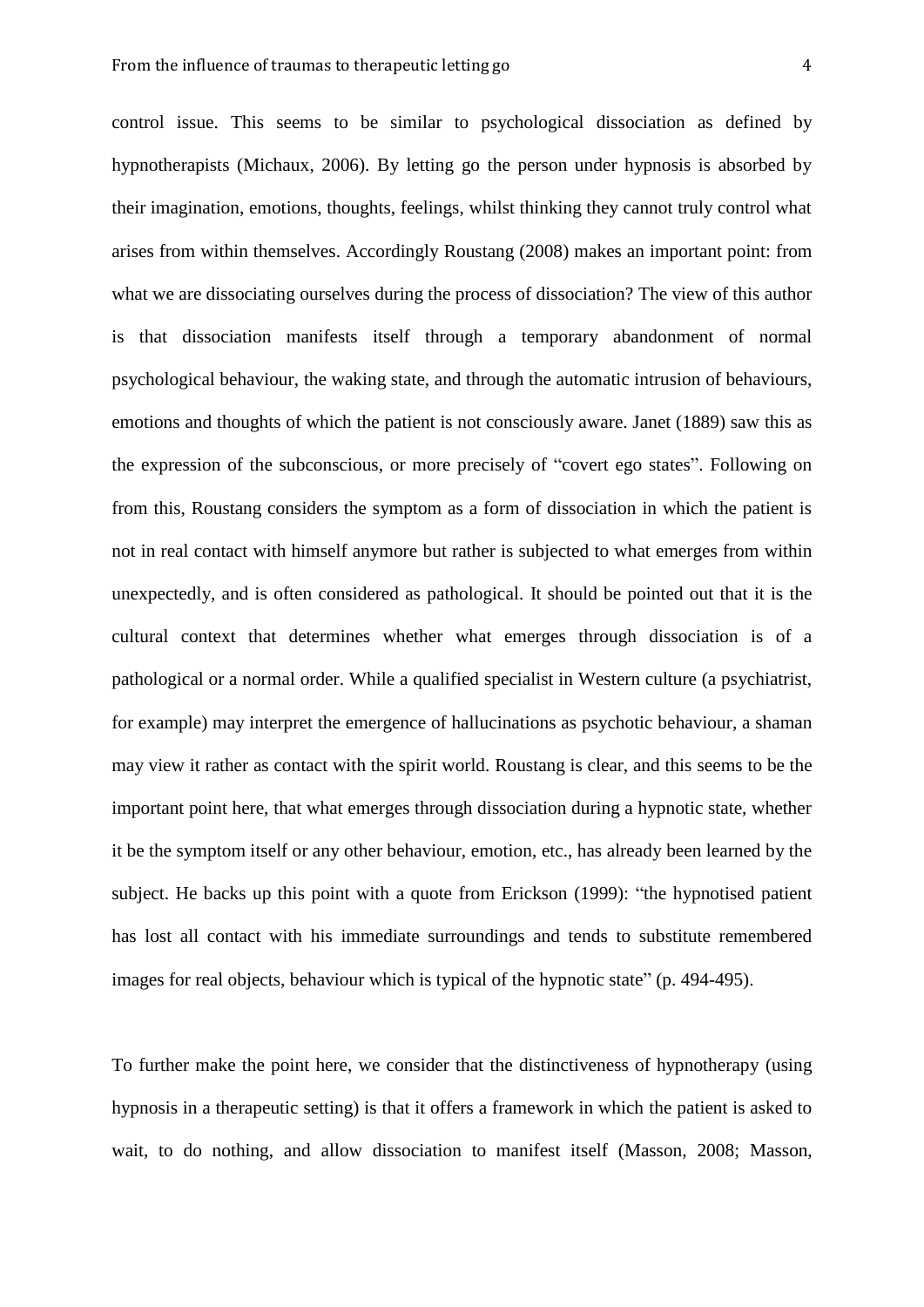control issue. This seems to be similar to psychological dissociation as defined by hypnotherapists (Michaux, 2006). By letting go the person under hypnosis is absorbed by their imagination, emotions, thoughts, feelings, whilst thinking they cannot truly control what arises from within themselves. Accordingly Roustang (2008) makes an important point: from what we are dissociating ourselves during the process of dissociation? The view of this author is that dissociation manifests itself through a temporary abandonment of normal psychological behaviour, the waking state, and through the automatic intrusion of behaviours, emotions and thoughts of which the patient is not consciously aware. Janet (1889) saw this as the expression of the subconscious, or more precisely of "covert ego states". Following on from this, Roustang considers the symptom as a form of dissociation in which the patient is not in real contact with himself anymore but rather is subjected to what emerges from within unexpectedly, and is often considered as pathological. It should be pointed out that it is the cultural context that determines whether what emerges through dissociation is of a pathological or a normal order. While a qualified specialist in Western culture (a psychiatrist, for example) may interpret the emergence of hallucinations as psychotic behaviour, a shaman may view it rather as contact with the spirit world. Roustang is clear, and this seems to be the important point here, that what emerges through dissociation during a hypnotic state, whether it be the symptom itself or any other behaviour, emotion, etc., has already been learned by the subject. He backs up this point with a quote from Erickson (1999): "the hypnotised patient has lost all contact with his immediate surroundings and tends to substitute remembered images for real objects, behaviour which is typical of the hypnotic state" (p. 494-495).

To further make the point here, we consider that the distinctiveness of hypnotherapy (using hypnosis in a therapeutic setting) is that it offers a framework in which the patient is asked to wait, to do nothing, and allow dissociation to manifest itself (Masson, 2008; Masson,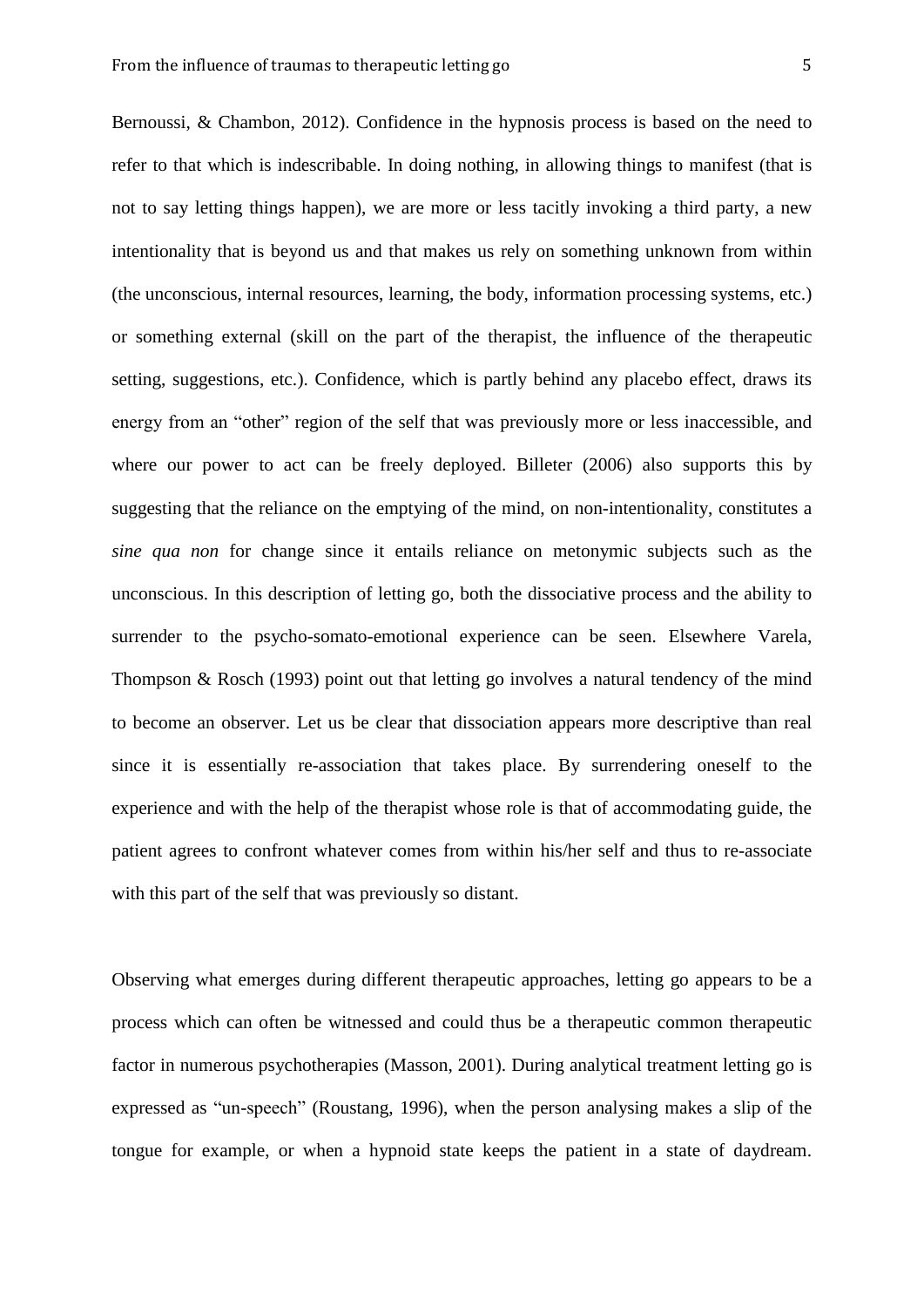Bernoussi, & Chambon, 2012). Confidence in the hypnosis process is based on the need to refer to that which is indescribable. In doing nothing, in allowing things to manifest (that is not to say letting things happen), we are more or less tacitly invoking a third party, a new intentionality that is beyond us and that makes us rely on something unknown from within (the unconscious, internal resources, learning, the body, information processing systems, etc.) or something external (skill on the part of the therapist, the influence of the therapeutic setting, suggestions, etc.). Confidence, which is partly behind any placebo effect, draws its energy from an "other" region of the self that was previously more or less inaccessible, and where our power to act can be freely deployed. Billeter (2006) also supports this by suggesting that the reliance on the emptying of the mind, on non-intentionality, constitutes a *sine qua non* for change since it entails reliance on metonymic subjects such as the unconscious. In this description of letting go, both the dissociative process and the ability to surrender to the psycho-somato-emotional experience can be seen. Elsewhere Varela, Thompson & Rosch (1993) point out that letting go involves a natural tendency of the mind to become an observer. Let us be clear that dissociation appears more descriptive than real since it is essentially re-association that takes place. By surrendering oneself to the experience and with the help of the therapist whose role is that of accommodating guide, the patient agrees to confront whatever comes from within his/her self and thus to re-associate with this part of the self that was previously so distant.

Observing what emerges during different therapeutic approaches, letting go appears to be a process which can often be witnessed and could thus be a therapeutic common therapeutic factor in numerous psychotherapies (Masson, 2001). During analytical treatment letting go is expressed as "un-speech" (Roustang, 1996), when the person analysing makes a slip of the tongue for example, or when a hypnoid state keeps the patient in a state of daydream.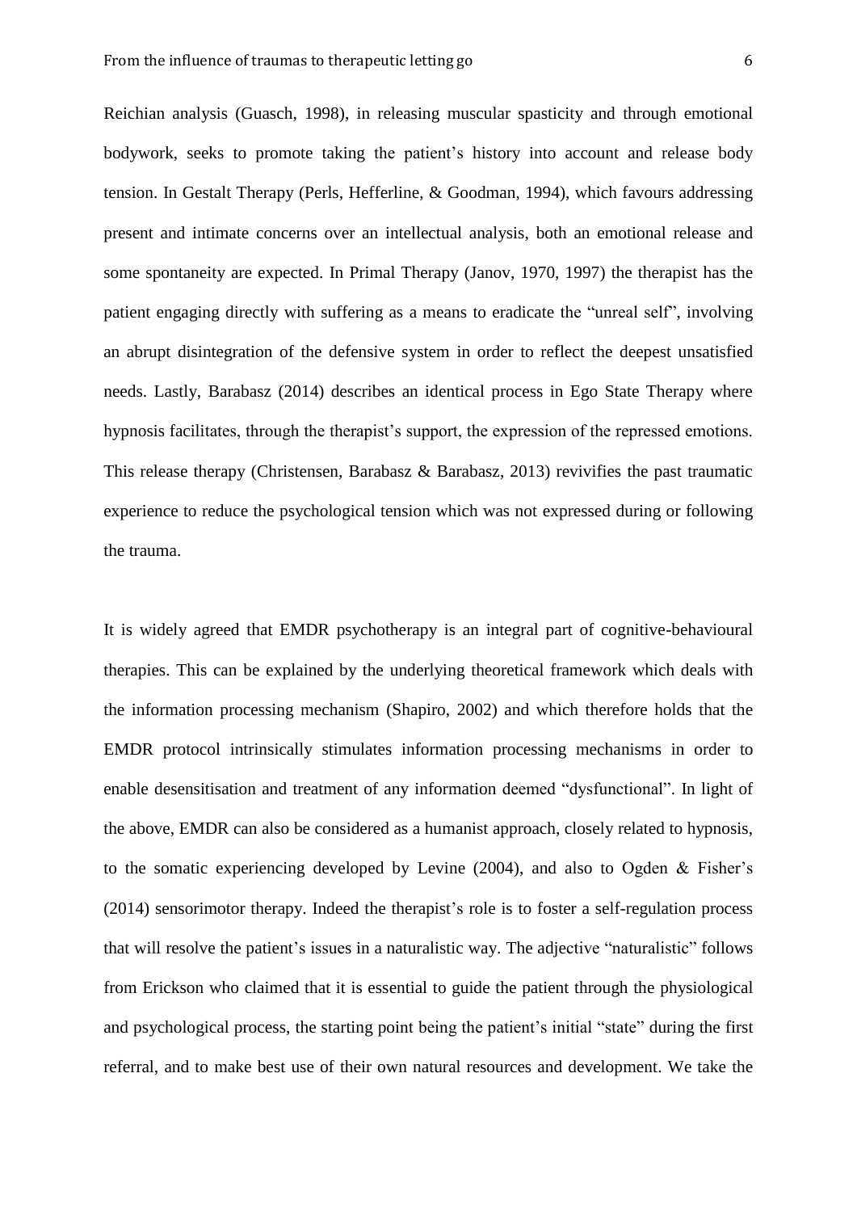Reichian analysis (Guasch, 1998), in releasing muscular spasticity and through emotional bodywork, seeks to promote taking the patient's history into account and release body tension. In Gestalt Therapy (Perls, Hefferline, & Goodman, 1994), which favours addressing present and intimate concerns over an intellectual analysis, both an emotional release and some spontaneity are expected. In Primal Therapy (Janov, 1970, 1997) the therapist has the patient engaging directly with suffering as a means to eradicate the "unreal self", involving an abrupt disintegration of the defensive system in order to reflect the deepest unsatisfied needs. Lastly, Barabasz (2014) describes an identical process in Ego State Therapy where hypnosis facilitates, through the therapist's support, the expression of the repressed emotions. This release therapy (Christensen, Barabasz & Barabasz, 2013) revivifies the past traumatic experience to reduce the psychological tension which was not expressed during or following the trauma.

It is widely agreed that EMDR psychotherapy is an integral part of cognitive-behavioural therapies. This can be explained by the underlying theoretical framework which deals with the information processing mechanism (Shapiro, 2002) and which therefore holds that the EMDR protocol intrinsically stimulates information processing mechanisms in order to enable desensitisation and treatment of any information deemed "dysfunctional". In light of the above, EMDR can also be considered as a humanist approach, closely related to hypnosis, to the somatic experiencing developed by Levine (2004), and also to Ogden & Fisher's (2014) sensorimotor therapy. Indeed the therapist's role is to foster a self-regulation process that will resolve the patient's issues in a naturalistic way. The adjective "naturalistic" follows from Erickson who claimed that it is essential to guide the patient through the physiological and psychological process, the starting point being the patient's initial "state" during the first referral, and to make best use of their own natural resources and development. We take the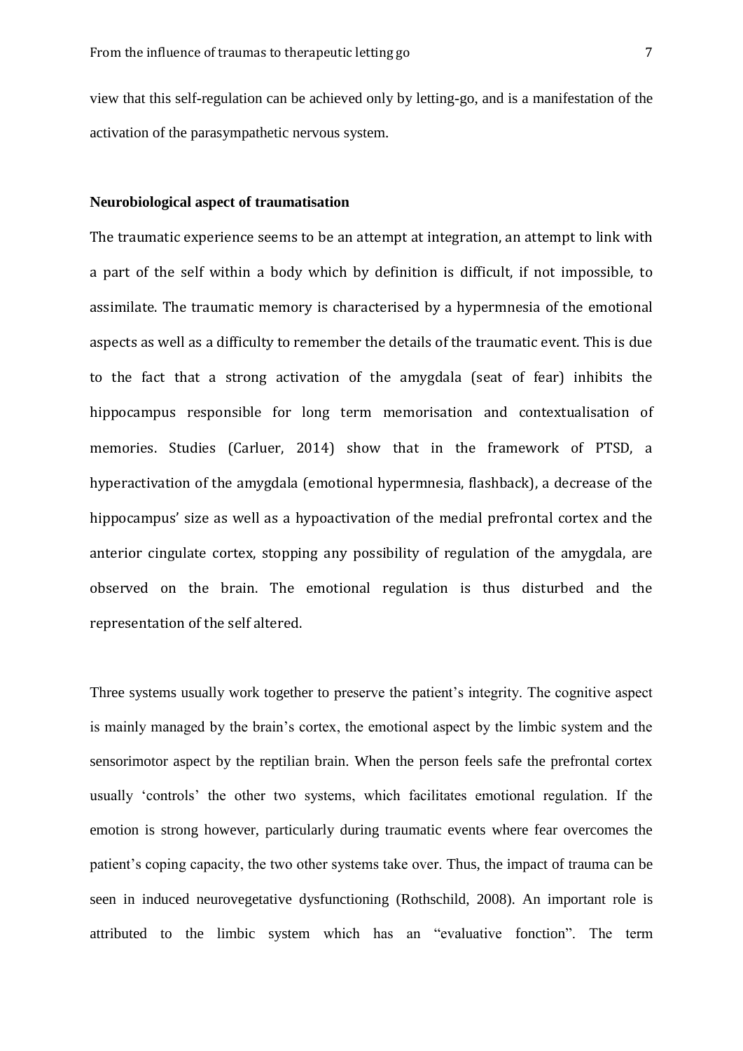view that this self-regulation can be achieved only by letting-go, and is a manifestation of the activation of the parasympathetic nervous system.

**Neurobiological aspect of traumatisation**

The traumatic experience seems to be an attempt at integration, an attempt to link with a part of the self within a body which by definition is difficult, if not impossible, to assimilate. The traumatic memory is characterised by a hypermnesia of the emotional aspects as well as a difficulty to remember the details of the traumatic event. This is due to the fact that a strong activation of the amygdala (seat of fear) inhibits the hippocampus responsible for long term memorisation and contextualisation of memories. Studies (Carluer, 2014) show that in the framework of PTSD, a hyperactivation of the amygdala (emotional hypermnesia, flashback), a decrease of the hippocampus' size as well as a hypoactivation of the medial prefrontal cortex and the anterior cingulate cortex, stopping any possibility of regulation of the amygdala, are observed on the brain. The emotional regulation is thus disturbed and the representation of the self altered.

Three systems usually work together to preserve the patient's integrity. The cognitive aspect is mainly managed by the brain's cortex, the emotional aspect by the limbic system and the sensorimotor aspect by the reptilian brain. When the person feels safe the prefrontal cortex usually 'controls' the other two systems, which facilitates emotional regulation. If the emotion is strong however, particularly during traumatic events where fear overcomes the patient's coping capacity, the two other systems take over. Thus, the impact of trauma can be seen in induced neurovegetative dysfunctioning (Rothschild, 2008). An important role is attributed to the limbic system which has an "evaluative fonction". The term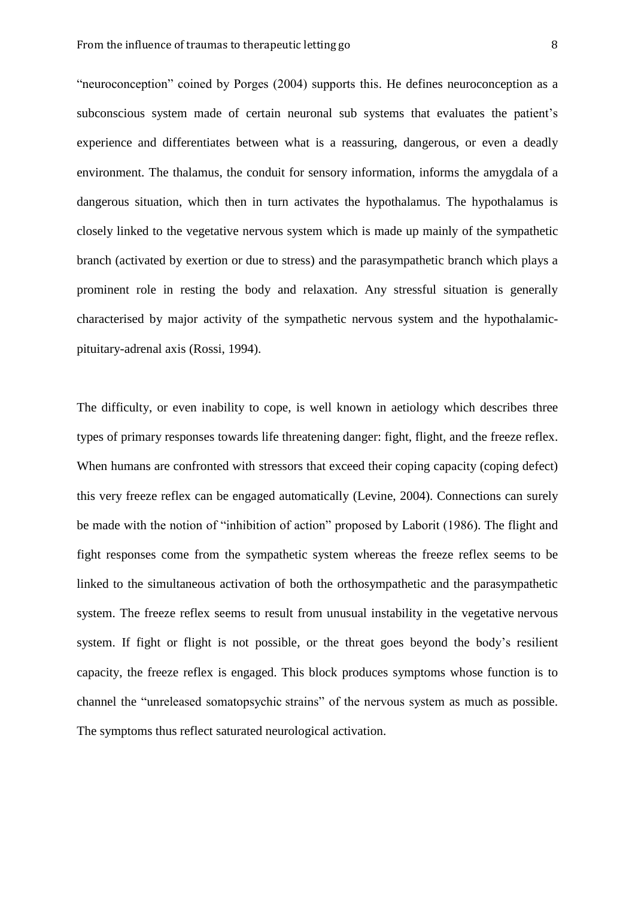"neuroconception" coined by Porges (2004) supports this. He defines neuroconception as a subconscious system made of certain neuronal sub systems that evaluates the patient's experience and differentiates between what is a reassuring, dangerous, or even a deadly environment. The thalamus, the conduit for sensory information, informs the amygdala of a dangerous situation, which then in turn activates the hypothalamus. The hypothalamus is closely linked to the vegetative nervous system which is made up mainly of the sympathetic branch (activated by exertion or due to stress) and the parasympathetic branch which plays a prominent role in resting the body and relaxation. Any stressful situation is generally characterised by major activity of the sympathetic nervous system and the hypothalamic-pituitary-adrenal axis (Rossi, 1994).

The difficulty, or even inability to cope, is well known in aetiology which describes three types of primary responses towards life threatening danger: fight, flight, and the freeze reflex. When humans are confronted with stressors that exceed their coping capacity (coping defect) this very freeze reflex can be engaged automatically (Levine, 2004). Connections can surely be made with the notion of "inhibition of action" proposed by Laborit (1986). The flight and fight responses come from the sympathetic system whereas the freeze reflex seems to be linked to the simultaneous activation of both the orthosympathetic and the parasympathetic system. The freeze reflex seems to result from unusual instability in the vegetative nervous system. If fight or flight is not possible, or the threat goes beyond the body's resilient capacity, the freeze reflex is engaged. This block produces symptoms whose function is to channel the "unreleased somatopsychic strains" of the nervous system as much as possible. The symptoms thus reflect saturated neurological activation.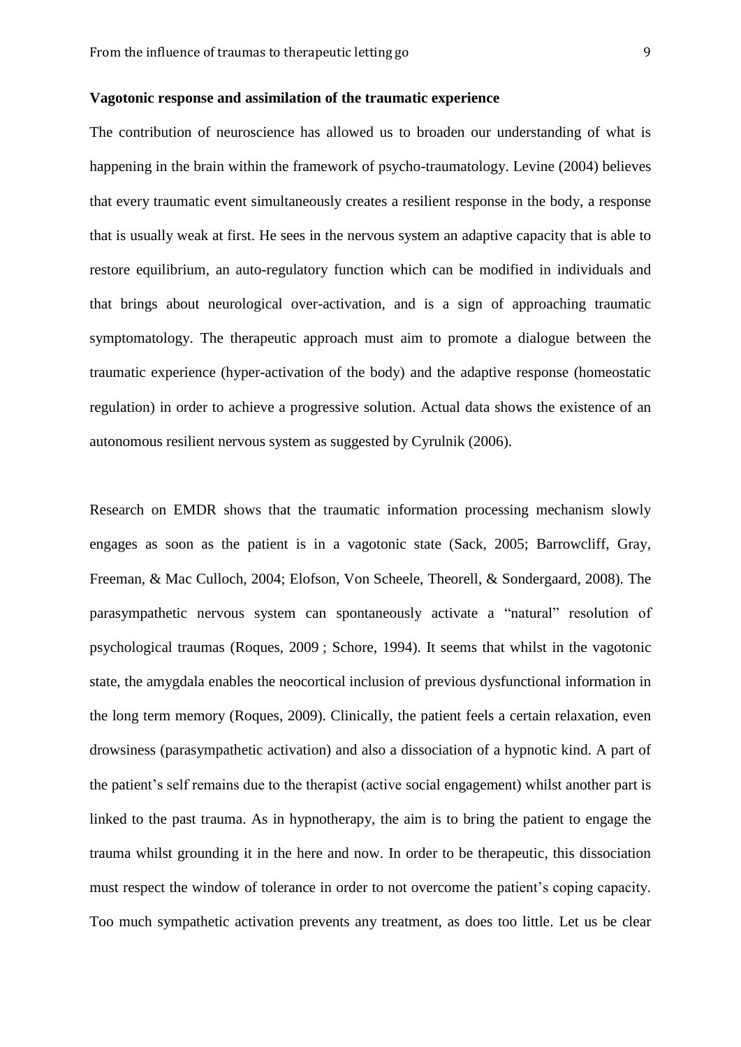**Vagotonic response and assimilation of the traumatic experience**

The contribution of neuroscience has allowed us to broaden our understanding of what is happening in the brain within the framework of psycho-traumatology. Levine (2004) believes that every traumatic event simultaneously creates a resilient response in the body, a response that is usually weak at first. He sees in the nervous system an adaptive capacity that is able to restore equilibrium, an auto-regulatory function which can be modified in individuals and that brings about neurological over-activation, and is a sign of approaching traumatic symptomatology. The therapeutic approach must aim to promote a dialogue between the traumatic experience (hyper-activation of the body) and the adaptive response (homeostatic regulation) in order to achieve a progressive solution. Actual data shows the existence of an autonomous resilient nervous system as suggested by Cyrulnik (2006).

Research on EMDR shows that the traumatic information processing mechanism slowly engages as soon as the patient is in a vagotonic state (Sack, 2005; Barrowcliff, Gray, Freeman, & Mac Culloch, 2004; Elofson, Von Scheele, Theorell, & Sondergaard, 2008). The parasympathetic nervous system can spontaneously activate a "natural" resolution of psychological traumas (Roques, 2009 ; Schore, 1994). It seems that whilst in the vagotonic state, the amygdala enables the neocortical inclusion of previous dysfunctional information in the long term memory (Roques, 2009). Clinically, the patient feels a certain relaxation, even drowsiness (parasympathetic activation) and also a dissociation of a hypnotic kind. A part of the patient's self remains due to the therapist (active social engagement) whilst another part is linked to the past trauma. As in hypnotherapy, the aim is to bring the patient to engage the trauma whilst grounding it in the here and now. In order to be therapeutic, this dissociation must respect the window of tolerance in order to not overcome the patient's coping capacity. Too much sympathetic activation prevents any treatment, as does too little. Let us be clear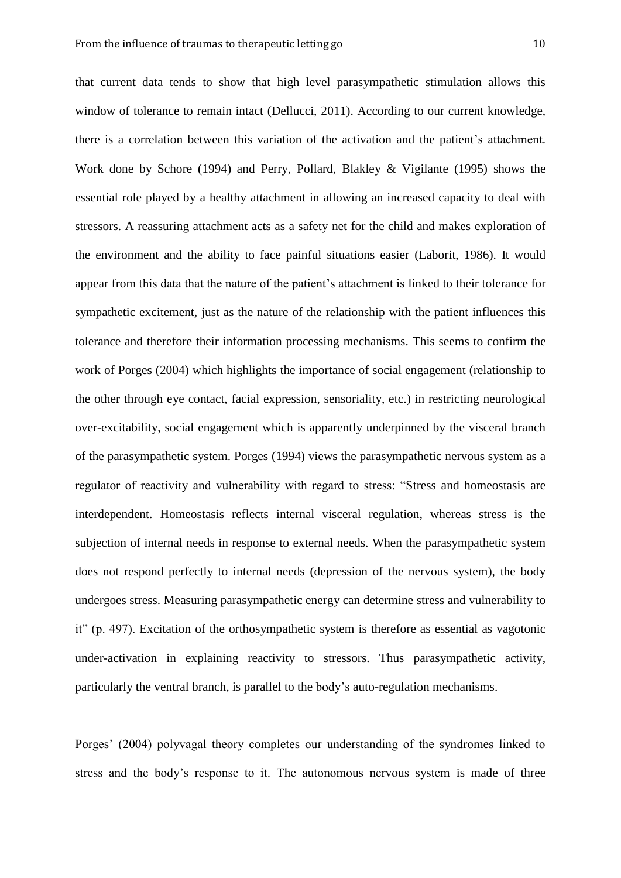that current data tends to show that high level parasympathetic stimulation allows this window of tolerance to remain intact (Dellucci, 2011). According to our current knowledge, there is a correlation between this variation of the activation and the patient's attachment. Work done by Schore (1994) and Perry, Pollard, Blakley & Vigilante (1995) shows the essential role played by a healthy attachment in allowing an increased capacity to deal with stressors. A reassuring attachment acts as a safety net for the child and makes exploration of the environment and the ability to face painful situations easier (Laborit, 1986). It would appear from this data that the nature of the patient's attachment is linked to their tolerance for sympathetic excitement, just as the nature of the relationship with the patient influences this tolerance and therefore their information processing mechanisms. This seems to confirm the work of Porges (2004) which highlights the importance of social engagement (relationship to the other through eye contact, facial expression, sensoriality, etc.) in restricting neurological over-excitability, social engagement which is apparently underpinned by the visceral branch of the parasympathetic system. Porges (1994) views the parasympathetic nervous system as a regulator of reactivity and vulnerability with regard to stress: "Stress and homeostasis are interdependent. Homeostasis reflects internal visceral regulation, whereas stress is the subjection of internal needs in response to external needs. When the parasympathetic system does not respond perfectly to internal needs (depression of the nervous system), the body undergoes stress. Measuring parasympathetic energy can determine stress and vulnerability to it" (p. 497). Excitation of the orthosympathetic system is therefore as essential as vagotonic under-activation in explaining reactivity to stressors. Thus parasympathetic activity, particularly the ventral branch, is parallel to the body's auto-regulation mechanisms.

Porges' (2004) polyvagal theory completes our understanding of the syndromes linked to stress and the body's response to it. The autonomous nervous system is made of three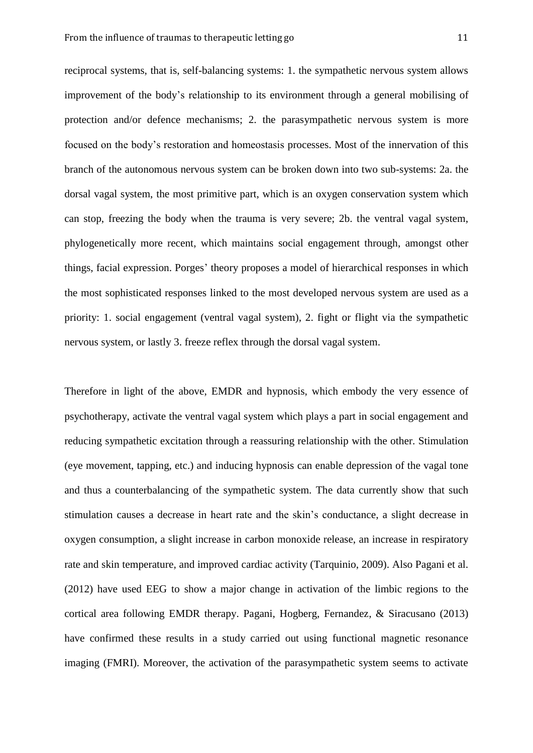reciprocal systems, that is, self-balancing systems: 1. the sympathetic nervous system allows improvement of the body's relationship to its environment through a general mobilising of protection and/or defence mechanisms; 2. the parasympathetic nervous system is more focused on the body's restoration and homeostasis processes. Most of the innervation of this branch of the autonomous nervous system can be broken down into two sub-systems: 2a. the dorsal vagal system, the most primitive part, which is an oxygen conservation system which can stop, freezing the body when the trauma is very severe; 2b. the ventral vagal system, phylogenetically more recent, which maintains social engagement through, amongst other things, facial expression. Porges' theory proposes a model of hierarchical responses in which the most sophisticated responses linked to the most developed nervous system are used as a priority: 1. social engagement (ventral vagal system), 2. fight or flight via the sympathetic nervous system, or lastly 3. freeze reflex through the dorsal vagal system.

Therefore in light of the above, EMDR and hypnosis, which embody the very essence of psychotherapy, activate the ventral vagal system which plays a part in social engagement and reducing sympathetic excitation through a reassuring relationship with the other. Stimulation (eye movement, tapping, etc.) and inducing hypnosis can enable depression of the vagal tone and thus a counterbalancing of the sympathetic system. The data currently show that such stimulation causes a decrease in heart rate and the skin's conductance, a slight decrease in oxygen consumption, a slight increase in carbon monoxide release, an increase in respiratory rate and skin temperature, and improved cardiac activity (Tarquinio, 2009). Also Pagani et al. (2012) have used EEG to show a major change in activation of the limbic regions to the cortical area following EMDR therapy. Pagani, Hogberg, Fernandez, & Siracusano (2013) have confirmed these results in a study carried out using functional magnetic resonance imaging (FMRI). Moreover, the activation of the parasympathetic system seems to activate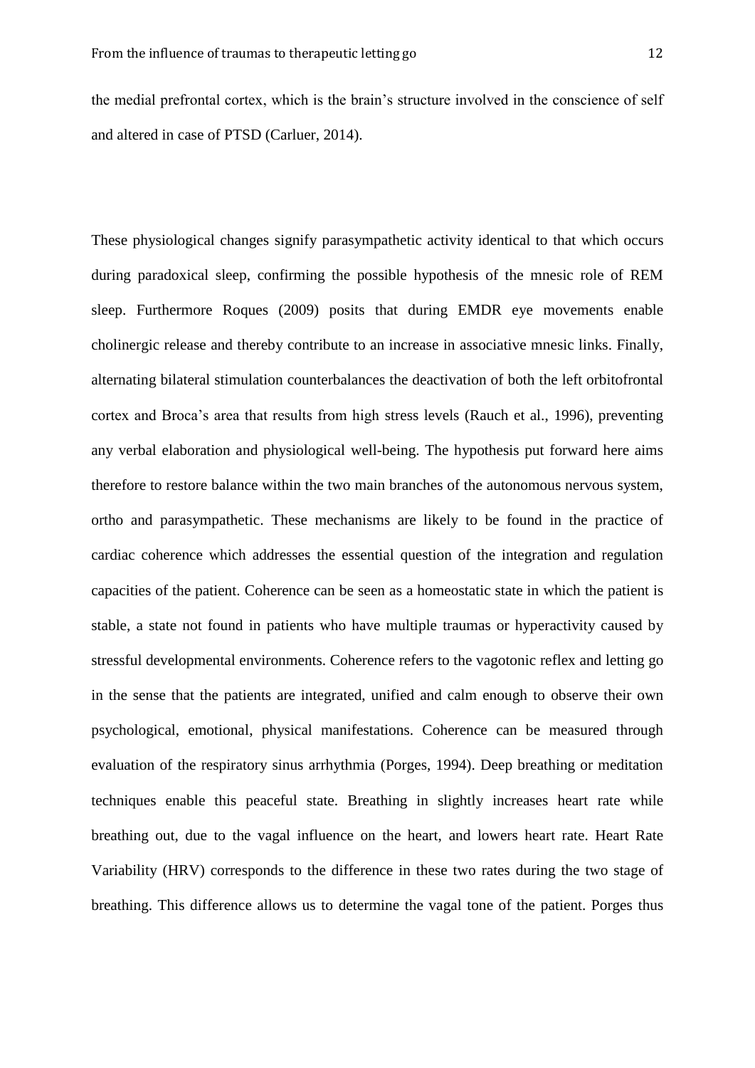the medial prefrontal cortex, which is the brain's structure involved in the conscience of self and altered in case of PTSD (Carluer, 2014).

These physiological changes signify parasympathetic activity identical to that which occurs during paradoxical sleep, confirming the possible hypothesis of the mnesic role of REM sleep. Furthermore Roques (2009) posits that during EMDR eye movements enable cholinergic release and thereby contribute to an increase in associative mnesic links. Finally, alternating bilateral stimulation counterbalances the deactivation of both the left orbitofrontal cortex and Broca's area that results from high stress levels (Rauch et al., 1996), preventing any verbal elaboration and physiological well-being. The hypothesis put forward here aims therefore to restore balance within the two main branches of the autonomous nervous system, ortho and parasympathetic. These mechanisms are likely to be found in the practice of cardiac coherence which addresses the essential question of the integration and regulation capacities of the patient. Coherence can be seen as a homeostatic state in which the patient is stable, a state not found in patients who have multiple traumas or hyperactivity caused by stressful developmental environments. Coherence refers to the vagotonic reflex and letting go in the sense that the patients are integrated, unified and calm enough to observe their own psychological, emotional, physical manifestations. Coherence can be measured through evaluation of the respiratory sinus arrhythmia (Porges, 1994). Deep breathing or meditation techniques enable this peaceful state. Breathing in slightly increases heart rate while breathing out, due to the vagal influence on the heart, and lowers heart rate. Heart Rate Variability (HRV) corresponds to the difference in these two rates during the two stage of breathing. This difference allows us to determine the vagal tone of the patient. Porges thus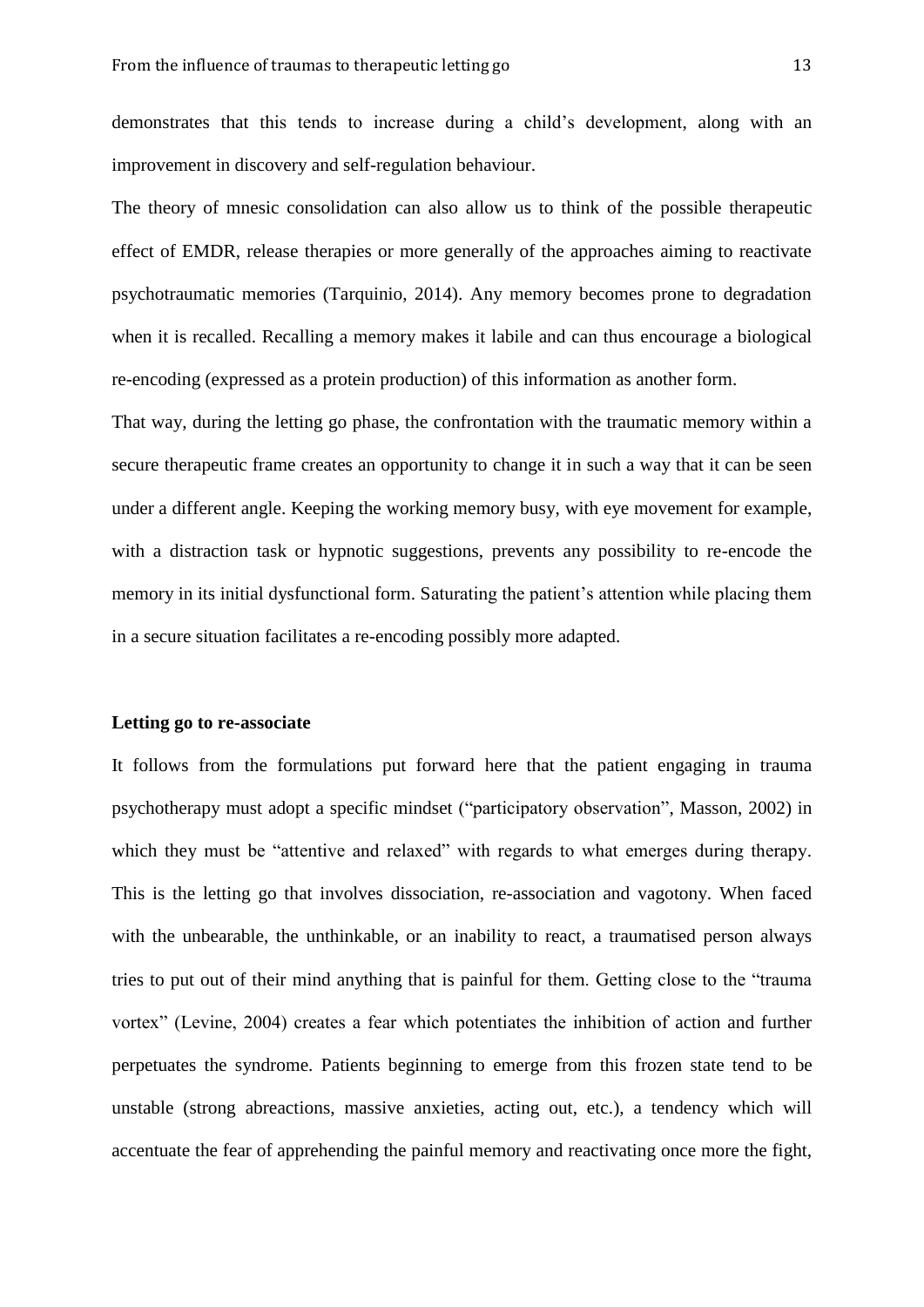demonstrates that this tends to increase during a child's development, along with an improvement in discovery and self-regulation behaviour.

The theory of mnesic consolidation can also allow us to think of the possible therapeutic effect of EMDR, release therapies or more generally of the approaches aiming to reactivate psychotraumatic memories (Tarquinio, 2014). Any memory becomes prone to degradation when it is recalled. Recalling a memory makes it labile and can thus encourage a biological re-encoding (expressed as a protein production) of this information as another form.

That way, during the letting go phase, the confrontation with the traumatic memory within a secure therapeutic frame creates an opportunity to change it in such a way that it can be seen under a different angle. Keeping the working memory busy, with eye movement for example, with a distraction task or hypnotic suggestions, prevents any possibility to re-encode the memory in its initial dysfunctional form. Saturating the patient's attention while placing them in a secure situation facilitates a re-encoding possibly more adapted.

**Letting go to re-associate**

It follows from the formulations put forward here that the patient engaging in trauma psychotherapy must adopt a specific mindset ("participatory observation", Masson, 2002) in which they must be "attentive and relaxed" with regards to what emerges during therapy. This is the letting go that involves dissociation, re-association and vagotony. When faced with the unbearable, the unthinkable, or an inability to react, a traumatised person always tries to put out of their mind anything that is painful for them. Getting close to the "trauma vortex" (Levine, 2004) creates a fear which potentiates the inhibition of action and further perpetuates the syndrome. Patients beginning to emerge from this frozen state tend to be unstable (strong abreactions, massive anxieties, acting out, etc.), a tendency which will accentuate the fear of apprehending the painful memory and reactivating once more the fight,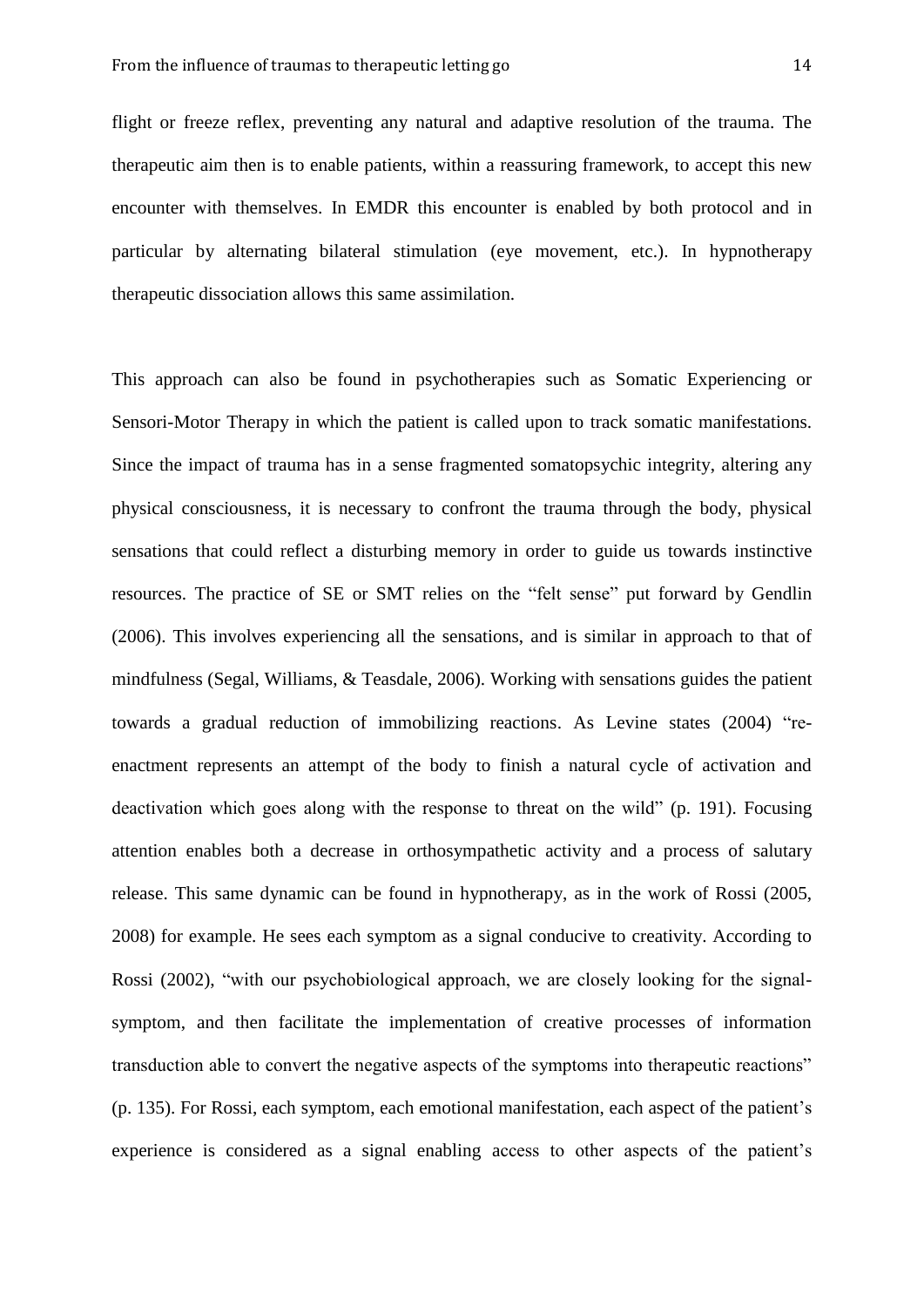flight or freeze reflex, preventing any natural and adaptive resolution of the trauma. The therapeutic aim then is to enable patients, within a reassuring framework, to accept this new encounter with themselves. In EMDR this encounter is enabled by both protocol and in particular by alternating bilateral stimulation (eye movement, etc.). In hypnotherapy therapeutic dissociation allows this same assimilation.

This approach can also be found in psychotherapies such as Somatic Experiencing or Sensori-Motor Therapy in which the patient is called upon to track somatic manifestations. Since the impact of trauma has in a sense fragmented somatopsychic integrity, altering any physical consciousness, it is necessary to confront the trauma through the body, physical sensations that could reflect a disturbing memory in order to guide us towards instinctive resources. The practice of SE or SMT relies on the "felt sense" put forward by Gendlin (2006). This involves experiencing all the sensations, and is similar in approach to that of mindfulness (Segal, Williams, & Teasdale, 2006). Working with sensations guides the patient towards a gradual reduction of immobilizing reactions. As Levine states (2004) "re-enactment represents an attempt of the body to finish a natural cycle of activation and deactivation which goes along with the response to threat on the wild" (p. 191). Focusing attention enables both a decrease in orthosympathetic activity and a process of salutary release. This same dynamic can be found in hypnotherapy, as in the work of Rossi (2005, 2008) for example. He sees each symptom as a signal conducive to creativity. According to Rossi (2002), "with our psychobiological approach, we are closely looking for the signal-symptom, and then facilitate the implementation of creative processes of information transduction able to convert the negative aspects of the symptoms into therapeutic reactions" (p. 135). For Rossi, each symptom, each emotional manifestation, each aspect of the patient's experience is considered as a signal enabling access to other aspects of the patient's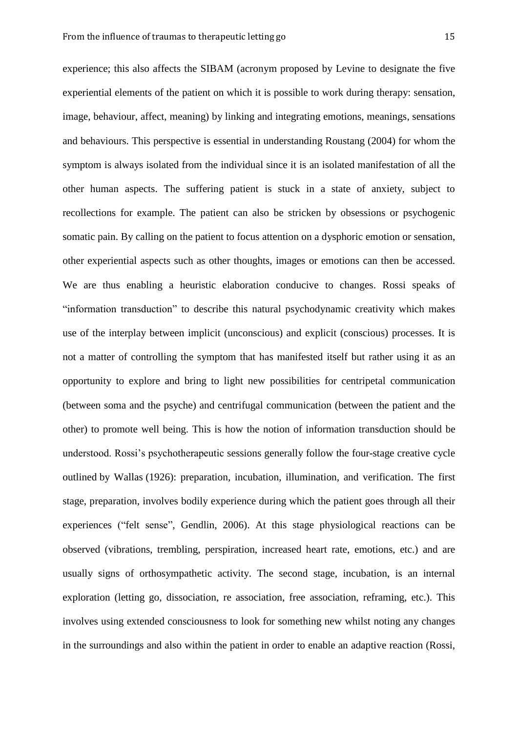experience; this also affects the SIBAM (acronym proposed by Levine to designate the five experiential elements of the patient on which it is possible to work during therapy: sensation, image, behaviour, affect, meaning) by linking and integrating emotions, meanings, sensations and behaviours. This perspective is essential in understanding Roustang (2004) for whom the symptom is always isolated from the individual since it is an isolated manifestation of all the other human aspects. The suffering patient is stuck in a state of anxiety, subject to recollections for example. The patient can also be stricken by obsessions or psychogenic somatic pain. By calling on the patient to focus attention on a dysphoric emotion or sensation, other experiential aspects such as other thoughts, images or emotions can then be accessed. We are thus enabling a heuristic elaboration conducive to changes. Rossi speaks of "information transduction" to describe this natural psychodynamic creativity which makes use of the interplay between implicit (unconscious) and explicit (conscious) processes. It is not a matter of controlling the symptom that has manifested itself but rather using it as an opportunity to explore and bring to light new possibilities for centripetal communication (between soma and the psyche) and centrifugal communication (between the patient and the other) to promote well being. This is how the notion of information transduction should be understood. Rossi's psychotherapeutic sessions generally follow the four-stage creative cycle outlined by Wallas (1926): preparation, incubation, illumination, and verification. The first stage, preparation, involves bodily experience during which the patient goes through all their experiences ("felt sense", Gendlin, 2006). At this stage physiological reactions can be observed (vibrations, trembling, perspiration, increased heart rate, emotions, etc.) and are usually signs of orthosympathetic activity. The second stage, incubation, is an internal exploration (letting go, dissociation, re association, free association, reframing, etc.). This involves using extended consciousness to look for something new whilst noting any changes in the surroundings and also within the patient in order to enable an adaptive reaction (Rossi,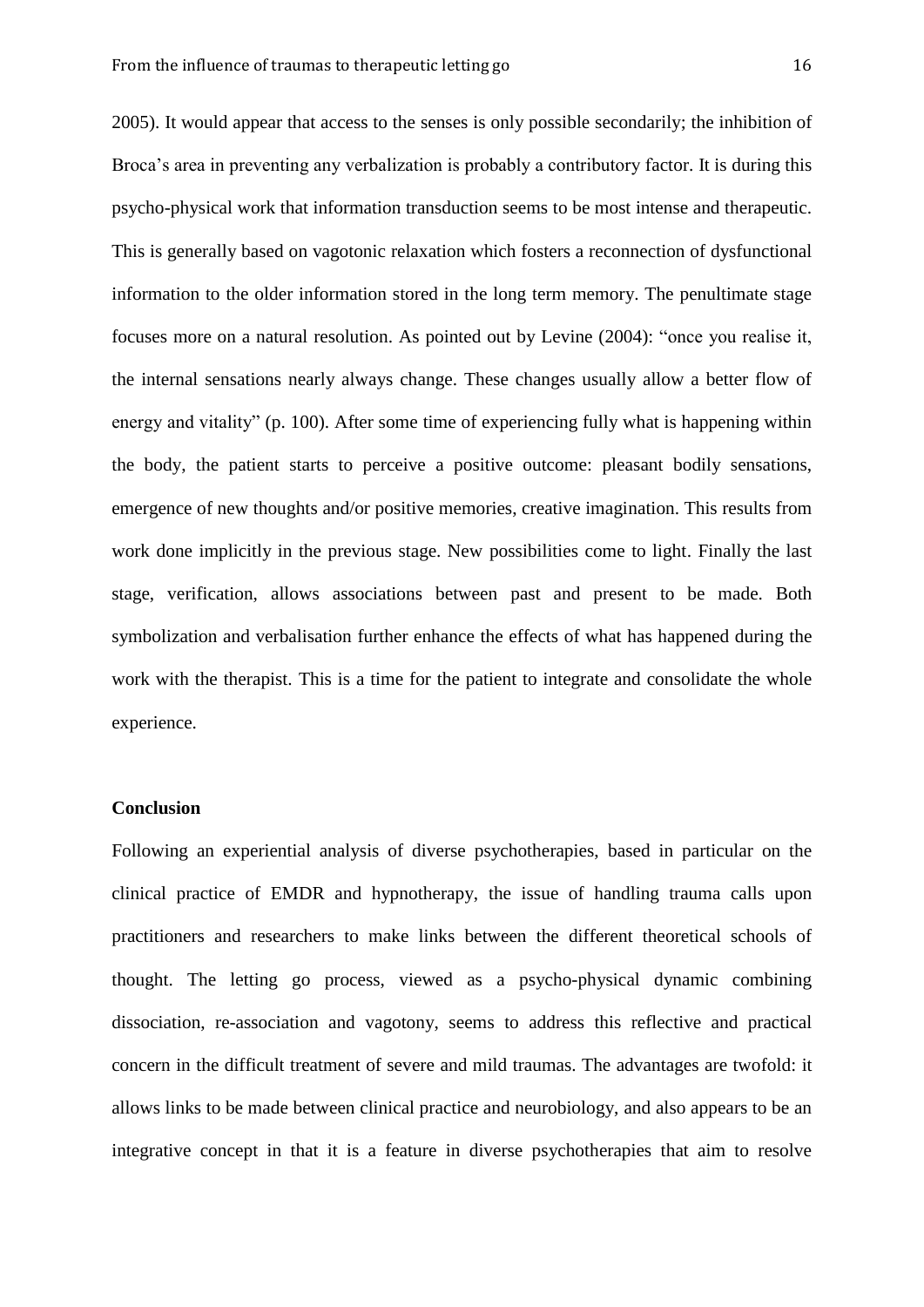2005). It would appear that access to the senses is only possible secondarily; the inhibition of Broca's area in preventing any verbalization is probably a contributory factor. It is during this psycho-physical work that information transduction seems to be most intense and therapeutic. This is generally based on vagotonic relaxation which fosters a reconnection of dysfunctional information to the older information stored in the long term memory. The penultimate stage focuses more on a natural resolution. As pointed out by Levine (2004): "once you realise it, the internal sensations nearly always change. These changes usually allow a better flow of energy and vitality" (p. 100). After some time of experiencing fully what is happening within the body, the patient starts to perceive a positive outcome: pleasant bodily sensations, emergence of new thoughts and/or positive memories, creative imagination. This results from work done implicitly in the previous stage. New possibilities come to light. Finally the last stage, verification, allows associations between past and present to be made. Both symbolization and verbalisation further enhance the effects of what has happened during the work with the therapist. This is a time for the patient to integrate and consolidate the whole experience.

**Conclusion**

Following an experiential analysis of diverse psychotherapies, based in particular on the clinical practice of EMDR and hypnotherapy, the issue of handling trauma calls upon practitioners and researchers to make links between the different theoretical schools of thought. The letting go process, viewed as a psycho-physical dynamic combining dissociation, re-association and vagotony, seems to address this reflective and practical concern in the difficult treatment of severe and mild traumas. The advantages are twofold: it allows links to be made between clinical practice and neurobiology, and also appears to be an integrative concept in that it is a feature in diverse psychotherapies that aim to resolve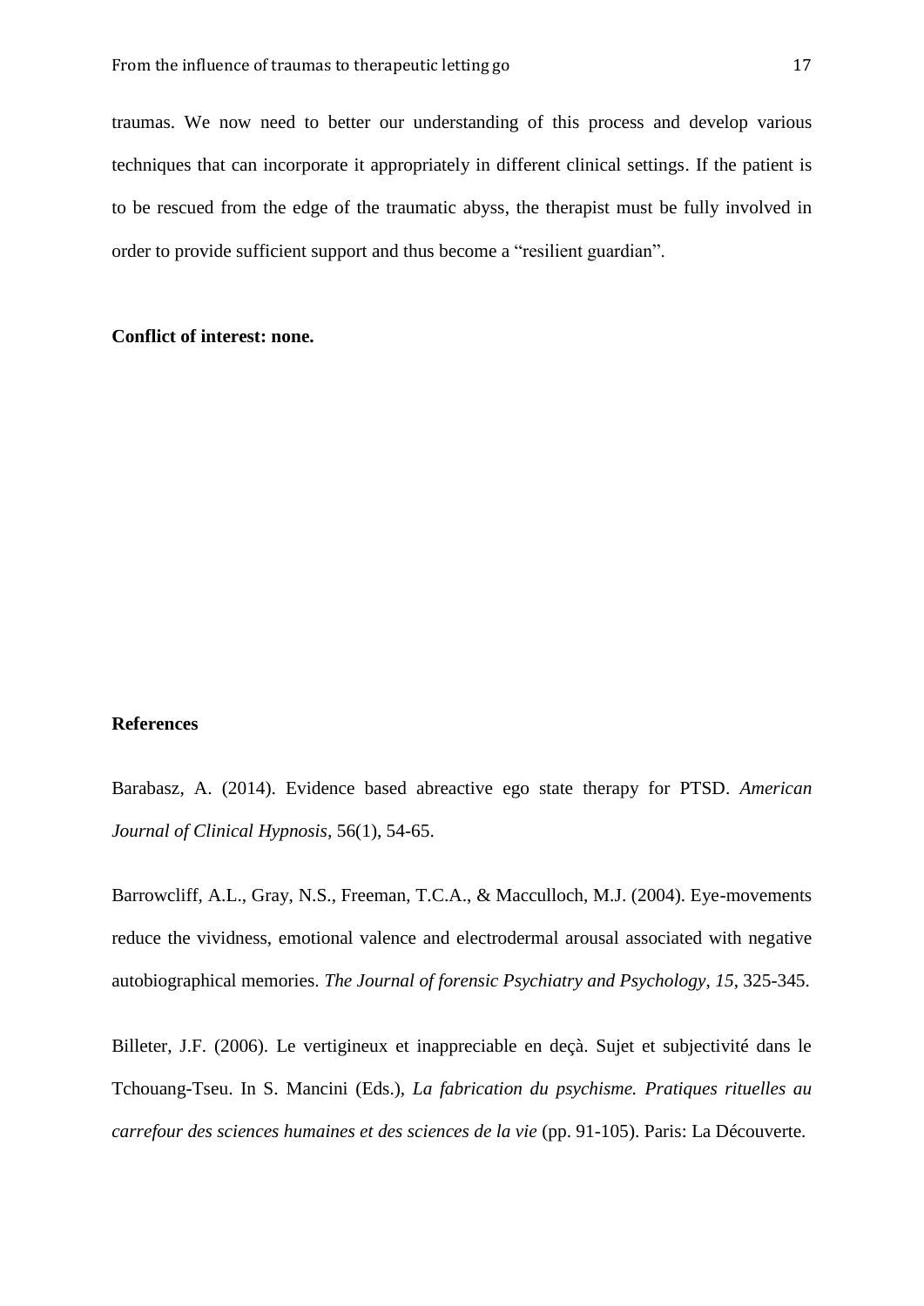traumas. We now need to better our understanding of this process and develop various techniques that can incorporate it appropriately in different clinical settings. If the patient is to be rescued from the edge of the traumatic abyss, the therapist must be fully involved in order to provide sufficient support and thus become a "resilient guardian".

**Conflict of interest: none.**

## References

Barabasz, A. (2014). Evidence based abreactive ego state therapy for PTSD. *American Journal of Clinical Hypnosis*, 56(1), 54-65.

Barrowcliff, A.L., Gray, N.S., Freeman, T.C.A., & Macculloch, M.J. (2004). Eye-movements reduce the vividness, emotional valence and electrodermal arousal associated with negative autobiographical memories. *The Journal of forensic Psychiatry and Psychology*, *15*, 325-345.

Billeter, J.F. (2006). Le vertigineux et inappreciable en deçà. Sujet et subjectivité dans le Tchouang-Tseu. In S. Mancini (Eds.), *La fabrication du psychisme. Pratiques rituelles au carrefour des sciences humaines et des sciences de la vie* (pp. 91-105). Paris: La Découverte.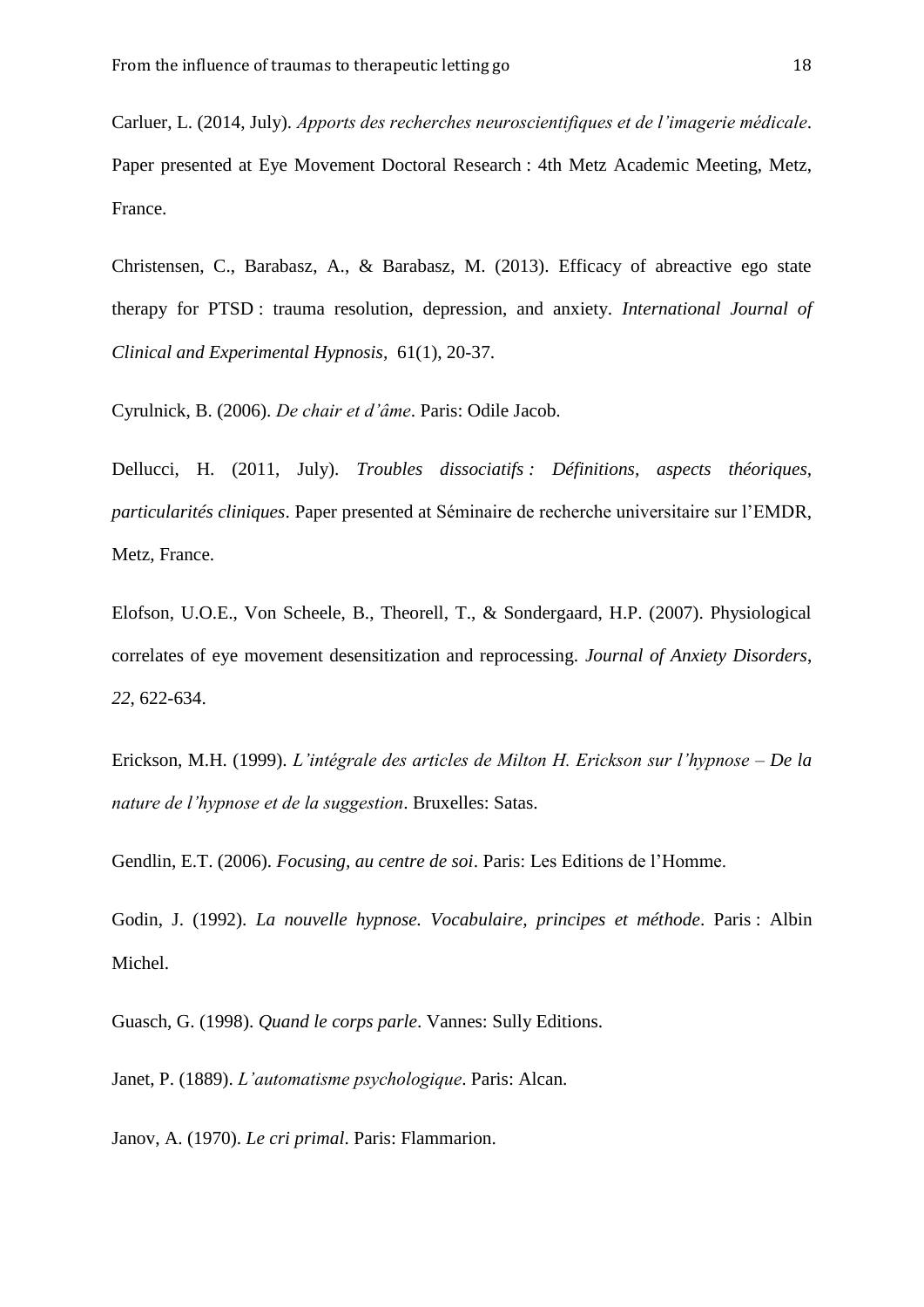Carluer, L. (2014, July). *Apports des recherches neuroscientifiques et de l'imagerie médicale*. Paper presented at Eye Movement Doctoral Research : 4th Metz Academic Meeting, Metz, France.

Christensen, C., Barabasz, A., & Barabasz, M. (2013). Efficacy of abreactive ego state therapy for PTSD : trauma resolution, depression, and anxiety. *International Journal of Clinical and Experimental Hypnosis,* 61(1), 20-37.

Cyrulnick, B. (2006). *De chair et d'âme*. Paris: Odile Jacob.

Dellucci, H. (2011, July). *Troubles dissociatifs : Définitions, aspects théoriques, particularités cliniques*. Paper presented at Séminaire de recherche universitaire sur l'EMDR, Metz, France.

Elofson, U.O.E., Von Scheele, B., Theorell, T., & Sondergaard, H.P. (2007). Physiological correlates of eye movement desensitization and reprocessing. *Journal of Anxiety Disorders*, *22*, 622-634.

Erickson, M.H. (1999). *L'intégrale des articles de Milton H. Erickson sur l'hypnose – De la nature de l'hypnose et de la suggestion*. Bruxelles: Satas.

Gendlin, E.T. (2006). *Focusing, au centre de soi*. Paris: Les Editions de l'Homme.

Godin, J. (1992). *La nouvelle hypnose. Vocabulaire, principes et méthode*. Paris : Albin Michel.

Guasch, G. (1998). *Quand le corps parle*. Vannes: Sully Editions.

Janet, P. (1889). *L'automatisme psychologique*. Paris: Alcan.

Janov, A. (1970). *Le cri primal*. Paris: Flammarion.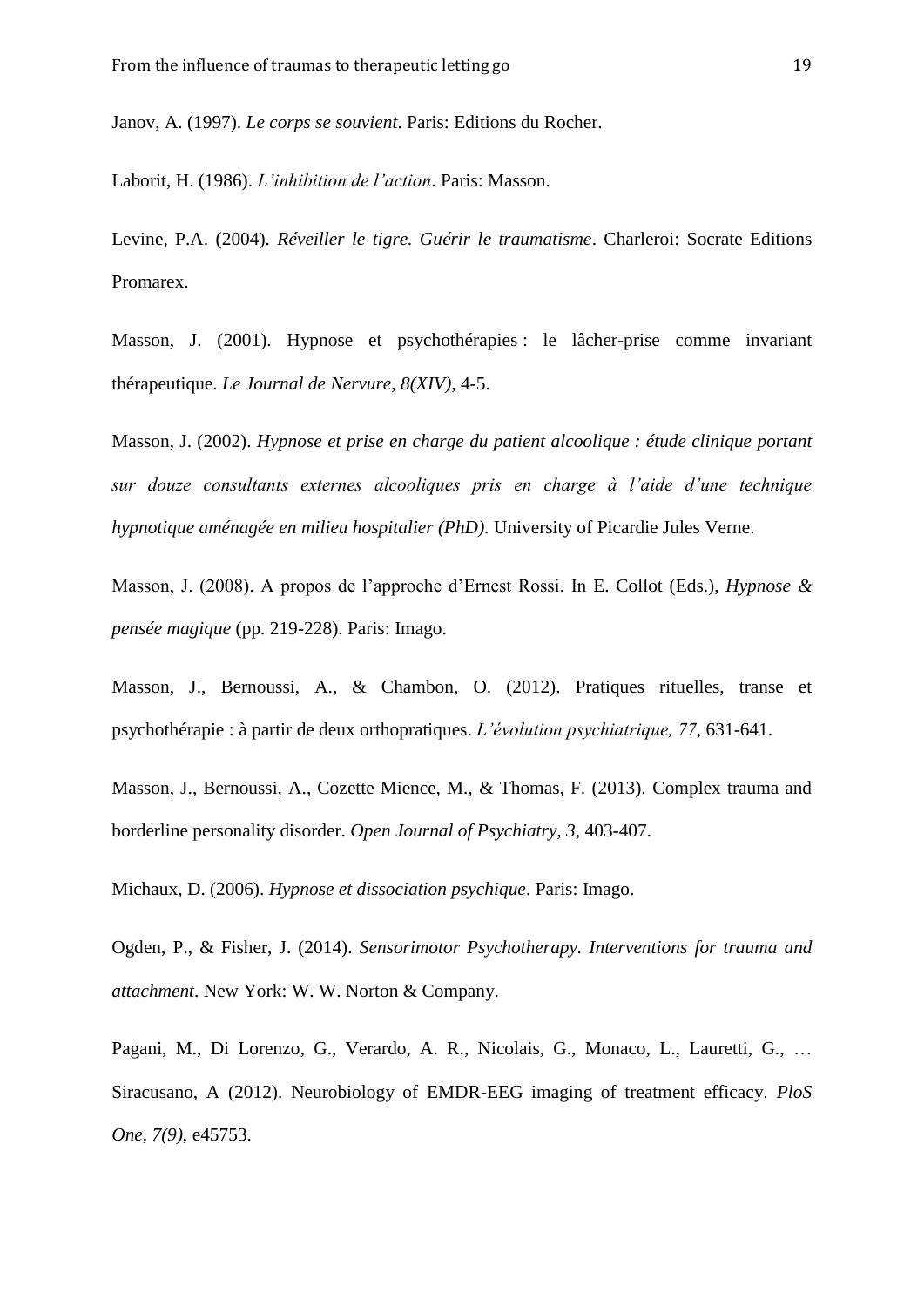Janov, A. (1997). *Le corps se souvient*. Paris: Editions du Rocher.

Laborit, H. (1986). *L'inhibition de l'action*. Paris: Masson.

Levine, P.A. (2004). *Réveiller le tigre. Guérir le traumatisme*. Charleroi: Socrate Editions Promarex.

Masson, J. (2001). Hypnose et psychothérapies : le lâcher-prise comme invariant thérapeutique. *Le Journal de Nervure, 8(XIV)*, 4-5.

Masson, J. (2002). *Hypnose et prise en charge du patient alcoolique : étude clinique portant sur douze consultants externes alcooliques pris en charge à l'aide d'une technique hypnotique aménagée en milieu hospitalier (PhD)*. University of Picardie Jules Verne.

Masson, J. (2008). A propos de l'approche d'Ernest Rossi. In E. Collot (Eds.), *Hypnose & pensée magique* (pp. 219-228). Paris: Imago.

Masson, J., Bernoussi, A., & Chambon, O. (2012). Pratiques rituelles, transe et psychothérapie : à partir de deux orthopratiques. *L'évolution psychiatrique, 77*, 631-641.

Masson, J., Bernoussi, A., Cozette Mience, M., & Thomas, F. (2013). Complex trauma and borderline personality disorder. *Open Journal of Psychiatry, 3*, 403-407.

Michaux, D. (2006). *Hypnose et dissociation psychique*. Paris: Imago.

Ogden, P., & Fisher, J. (2014). *Sensorimotor Psychotherapy. Interventions for trauma and attachment*. New York: W. W. Norton & Company.

Pagani, M., Di Lorenzo, G., Verardo, A. R., Nicolais, G., Monaco, L., Lauretti, G., … Siracusano, A (2012). Neurobiology of EMDR-EEG imaging of treatment efficacy. *PloS One*, *7(9)*, e45753.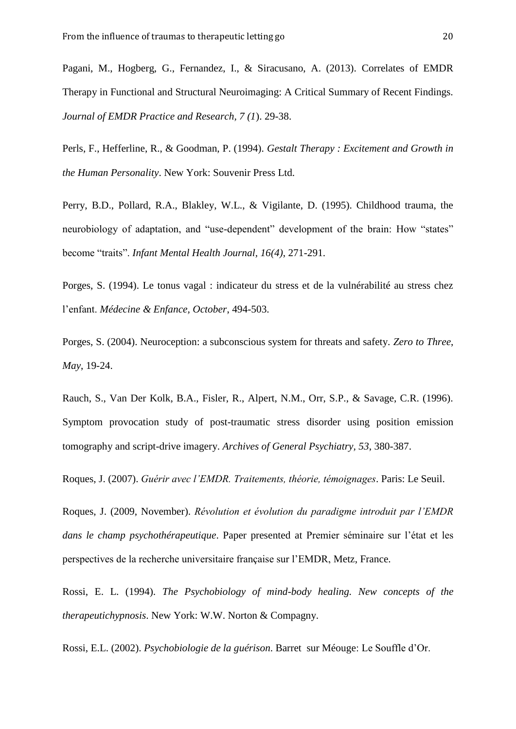Pagani, M., Hogberg, G., Fernandez, I., & Siracusano, A. (2013). Correlates of EMDR Therapy in Functional and Structural Neuroimaging: A Critical Summary of Recent Findings. *Journal of EMDR Practice and Research, 7 (1*). 29-38.

Perls, F., Hefferline, R., & Goodman, P. (1994). *Gestalt Therapy : Excitement and Growth in the Human Personality*. New York: Souvenir Press Ltd.

Perry, B.D., Pollard, R.A., Blakley, W.L., & Vigilante, D. (1995). Childhood trauma, the neurobiology of adaptation, and "use-dependent" development of the brain: How "states" become "traits". *Infant Mental Health Journal, 16(4)*, 271-291.

Porges, S. (1994). Le tonus vagal : indicateur du stress et de la vulnérabilité au stress chez l'enfant. *Médecine & Enfance, October*, 494-503.

Porges, S. (2004). Neuroception: a subconscious system for threats and safety. *Zero to Three*, *May*, 19-24.

Rauch, S., Van Der Kolk, B.A., Fisler, R., Alpert, N.M., Orr, S.P., & Savage, C.R. (1996). Symptom provocation study of post-traumatic stress disorder using position emission tomography and script-drive imagery. *Archives of General Psychiatry*, *53*, 380-387.

Roques, J. (2007). *Guérir avec l'EMDR. Traitements, théorie, témoignages*. Paris: Le Seuil.

Roques, J. (2009, November). *Révolution et évolution du paradigme introduit par l'EMDR dans le champ psychothérapeutique*. Paper presented at Premier séminaire sur l'état et les perspectives de la recherche universitaire française sur l'EMDR, Metz, France.

Rossi, E. L. (1994). *The Psychobiology of mind-body healing. New concepts of the therapeutichypnosis*. New York: W.W. Norton & Compagny.

Rossi, E.L. (2002). *Psychobiologie de la guérison*. Barret sur Méouge: Le Souffle d'Or.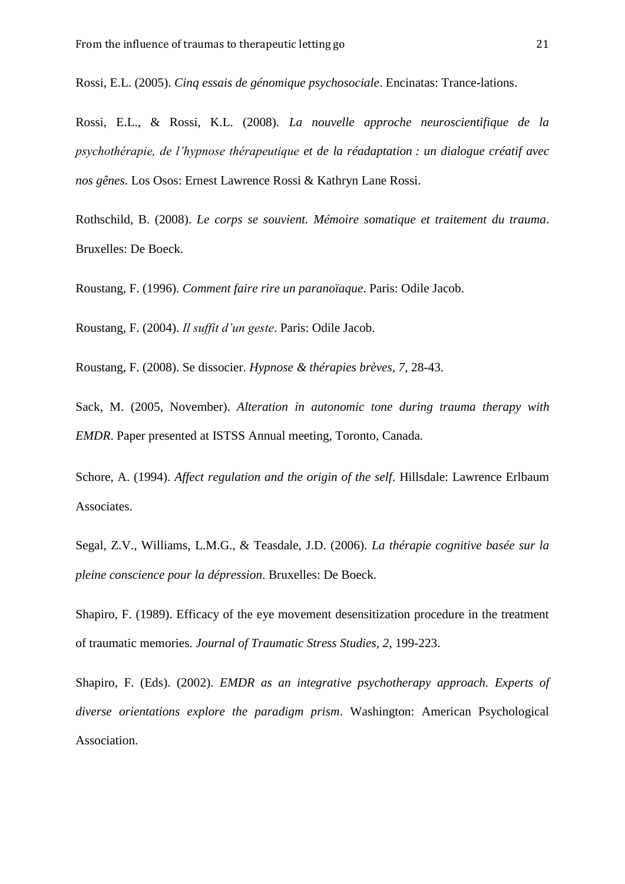Rossi, E.L. (2005). *Cinq essais de génomique psychosociale*. Encinatas: Trance-lations.

Rossi, E.L., & Rossi, K.L. (2008). *La nouvelle approche neuroscientifique de la psychothérapie, de l'hypnose thérapeutique et de la réadaptation : un dialogue créatif avec nos gênes*. Los Osos: Ernest Lawrence Rossi & Kathryn Lane Rossi.

Rothschild, B. (2008). *Le corps se souvient. Mémoire somatique et traitement du trauma*. Bruxelles: De Boeck.

Roustang, F. (1996). *Comment faire rire un paranoïaque*. Paris: Odile Jacob.

Roustang, F. (2004). *Il suffit d'un geste*. Paris: Odile Jacob.

Roustang, F. (2008). Se dissocier. *Hypnose & thérapies brèves, 7*, 28-43.

Sack, M. (2005, November). *Alteration in autonomic tone during trauma therapy with EMDR*. Paper presented at ISTSS Annual meeting, Toronto, Canada.

Schore, A. (1994). *Affect regulation and the origin of the self*. Hillsdale: Lawrence Erlbaum Associates.

Segal, Z.V., Williams, L.M.G., & Teasdale, J.D. (2006). *La thérapie cognitive basée sur la pleine conscience pour la dépression*. Bruxelles: De Boeck.

Shapiro, F. (1989). Efficacy of the eye movement desensitization procedure in the treatment of traumatic memories. *Journal of Traumatic Stress Studies, 2*, 199-223.

Shapiro, F. (Eds). (2002). *EMDR as an integrative psychotherapy approach. Experts of diverse orientations explore the paradigm prism*. Washington: American Psychological Association.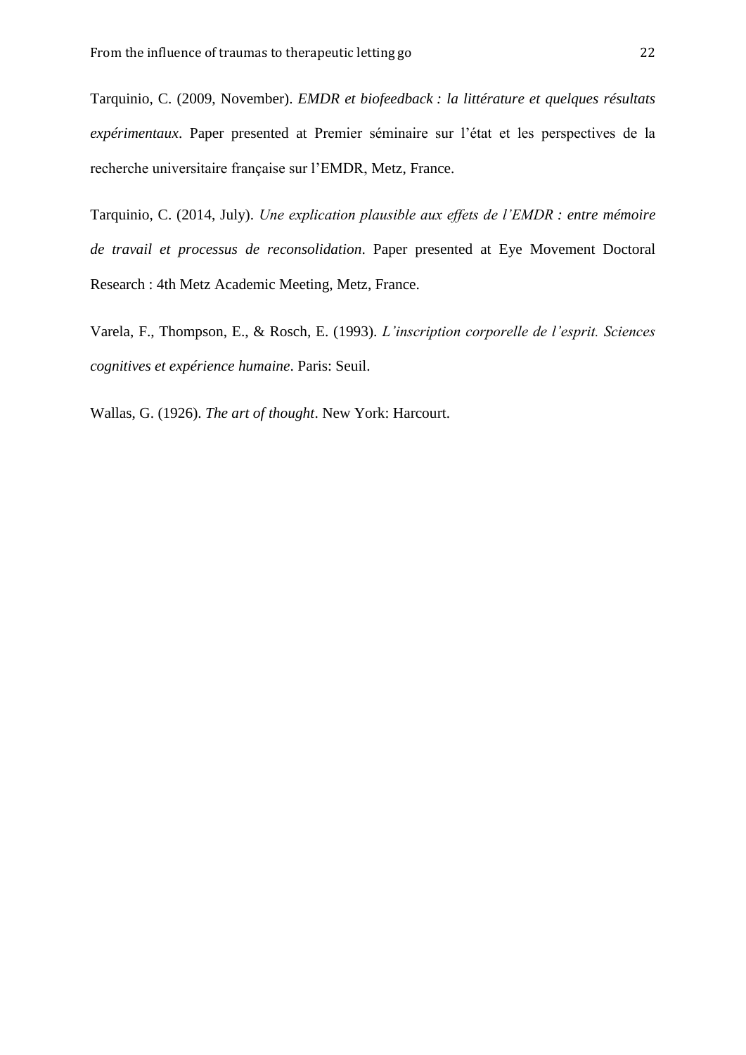Tarquinio, C. (2009, November). *EMDR et biofeedback : la littérature et quelques résultats expérimentaux*. Paper presented at Premier séminaire sur l'état et les perspectives de la recherche universitaire française sur l'EMDR, Metz, France.

Tarquinio, C. (2014, July). *Une explication plausible aux effets de l'EMDR : entre mémoire de travail et processus de reconsolidation*. Paper presented at Eye Movement Doctoral Research : 4th Metz Academic Meeting, Metz, France.

Varela, F., Thompson, E., & Rosch, E. (1993). *L'inscription corporelle de l'esprit. Sciences cognitives et expérience humaine*. Paris: Seuil.

Wallas, G. (1926). *The art of thought*. New York: Harcourt.